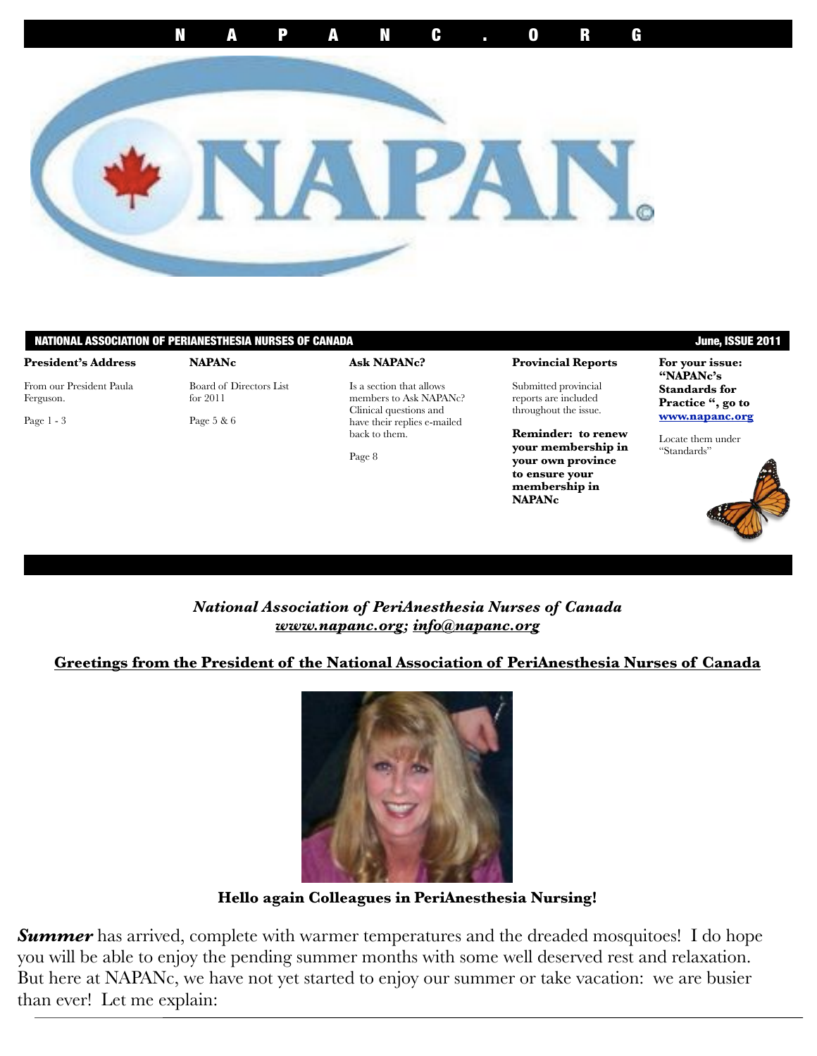N A P A N C . O R G

NAPAN©

**NATIONAL ASSOCIATION OF PERIANESTHESIA NURSES OF CANADA** — June, ISSUE 2011

**President's Address**

From our President Paula Ferguson.

Page 1 - 3

**NAPANc**

Board of Directors List for 2011

Page 5 & 6

**Ask NAPANc?**

Is a section that allows members to Ask NAPANc? Clinical questions and have their replies e-mailed back to them.

Page 8

**Provincial Reports**

Submitted provincial reports are included throughout the issue.

**Reminder: to renew your membership in your own province to ensure your membership in NAPANc**

**For your issue: "NAPANc's Standards for Practice ", go to [www.napanc.org](www.napanc.org)**

Locate them under "Standards"

***National Association of PeriAnesthesia Nurses of Canada***
***www.napanc.org; info@napanc.org***

## Greetings from the President of the National Association of PeriAnesthesia Nurses of Canada

**Hello again Colleagues in PeriAnesthesia Nursing!**

***Summer*** has arrived, complete with warmer temperatures and the dreaded mosquitoes! I do hope you will be able to enjoy the pending summer months with some well deserved rest and relaxation. But here at NAPANc, we have not yet started to enjoy our summer or take vacation: we are busier than ever! Let me explain: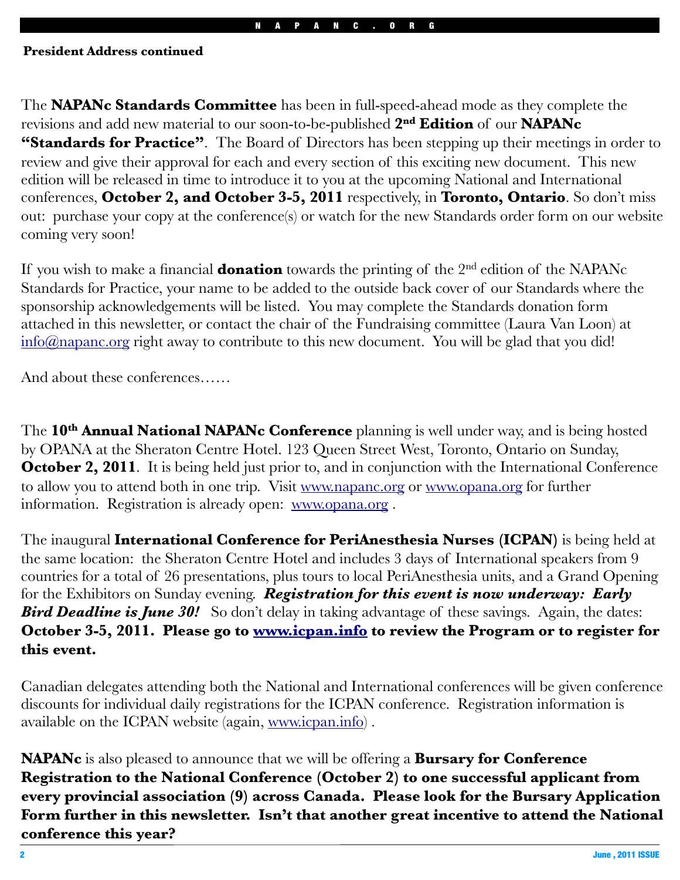**President Address continued**

The **NAPANc Standards Committee** has been in full-speed-ahead mode as they complete the revisions and add new material to our soon-to-be-published **2nd Edition** of our **NAPANc "Standards for Practice"**. The Board of Directors has been stepping up their meetings in order to review and give their approval for each and every section of this exciting new document. This new edition will be released in time to introduce it to you at the upcoming National and International conferences, **October 2, and October 3-5, 2011** respectively, in **Toronto, Ontario**. So don't miss out: purchase your copy at the conference(s) or watch for the new Standards order form on our website coming very soon!

If you wish to make a financial **donation** towards the printing of the 2nd edition of the NAPANc Standards for Practice, your name to be added to the outside back cover of our Standards where the sponsorship acknowledgements will be listed. You may complete the Standards donation form attached in this newsletter, or contact the chair of the Fundraising committee (Laura Van Loon) at info@napanc.org right away to contribute to this new document. You will be glad that you did!

And about these conferences……

The **10th Annual National NAPANc Conference** planning is well under way, and is being hosted by OPANA at the Sheraton Centre Hotel. 123 Queen Street West, Toronto, Ontario on Sunday, **October 2, 2011**. It is being held just prior to, and in conjunction with the International Conference to allow you to attend both in one trip. Visit www.napanc.org or www.opana.org for further information. Registration is already open: www.opana.org .

The inaugural **International Conference for PeriAnesthesia Nurses (ICPAN)** is being held at the same location: the Sheraton Centre Hotel and includes 3 days of International speakers from 9 countries for a total of 26 presentations, plus tours to local PeriAnesthesia units, and a Grand Opening for the Exhibitors on Sunday evening. ***Registration for this event is now underway: Early Bird Deadline is June 30!*** So don't delay in taking advantage of these savings. Again, the dates: **October 3-5, 2011. Please go to www.icpan.info to review the Program or to register for this event.**

Canadian delegates attending both the National and International conferences will be given conference discounts for individual daily registrations for the ICPAN conference. Registration information is available on the ICPAN website (again, www.icpan.info) .

**NAPANc** is also pleased to announce that we will be offering a **Bursary for Conference Registration to the National Conference (October 2) to one successful applicant from every provincial association (9) across Canada. Please look for the Bursary Application Form further in this newsletter. Isn't that another great incentive to attend the National conference this year?**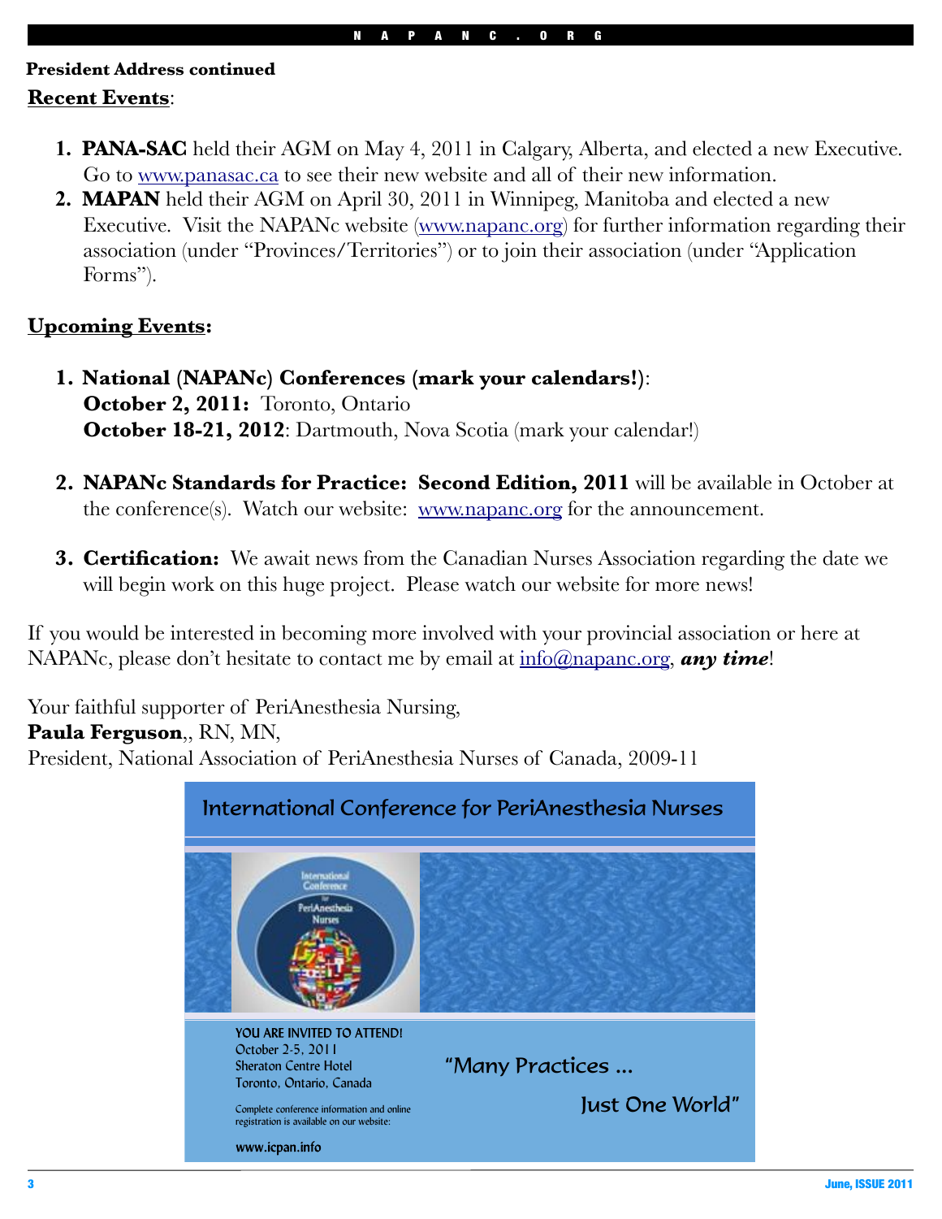**President Address continued**

**Recent Events**:

1. **PANA-SAC** held their AGM on May 4, 2011 in Calgary, Alberta, and elected a new Executive. Go to www.panasac.ca to see their new website and all of their new information.
2. **MAPAN** held their AGM on April 30, 2011 in Winnipeg, Manitoba and elected a new Executive. Visit the NAPANc website (www.napanc.org) for further information regarding their association (under "Provinces/Territories") or to join their association (under "Application Forms").

**Upcoming Events:**

1. **National (NAPANc) Conferences (mark your calendars!)**:
   **October 2, 2011:** Toronto, Ontario
   **October 18-21, 2012**: Dartmouth, Nova Scotia (mark your calendar!)

2. **NAPANc Standards for Practice: Second Edition, 2011** will be available in October at the conference(s). Watch our website: www.napanc.org for the announcement.

3. **Certification:** We await news from the Canadian Nurses Association regarding the date we will begin work on this huge project. Please watch our website for more news!

If you would be interested in becoming more involved with your provincial association or here at NAPANc, please don't hesitate to contact me by email at info@napanc.org, ***any time***!

Your faithful supporter of PeriAnesthesia Nursing,
**Paula Ferguson**,, RN, MN,
President, National Association of PeriAnesthesia Nurses of Canada, 2009-11

International Conference for PeriAnesthesia Nurses

YOU ARE INVITED TO ATTEND!
October 2-5, 2011
Sheraton Centre Hotel
Toronto, Ontario, Canada

Complete conference information and online registration is available on our website:

www.icpan.info

"Many Practices ... Just One World"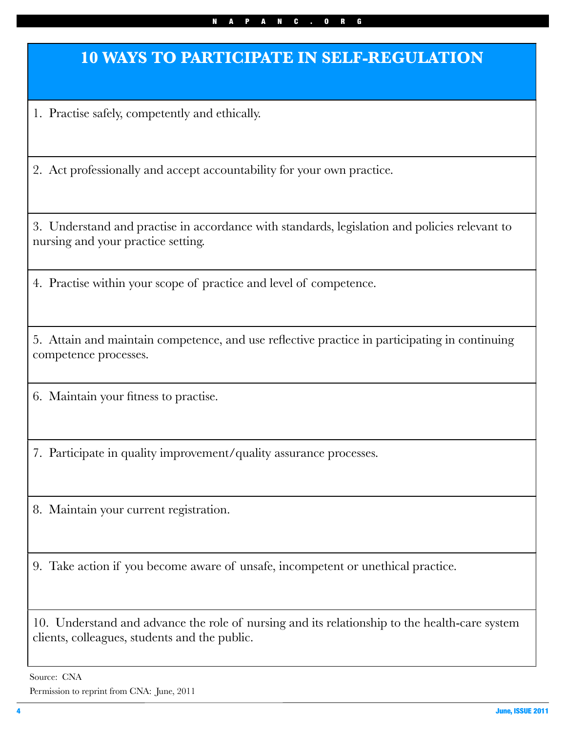# 10 WAYS TO PARTICIPATE IN SELF-REGULATION

1. Practise safely, competently and ethically.

2. Act professionally and accept accountability for your own practice.

3. Understand and practise in accordance with standards, legislation and policies relevant to nursing and your practice setting.

4. Practise within your scope of practice and level of competence.

5. Attain and maintain competence, and use reflective practice in participating in continuing competence processes.

6. Maintain your fitness to practise.

7. Participate in quality improvement/quality assurance processes.

8. Maintain your current registration.

9. Take action if you become aware of unsafe, incompetent or unethical practice.

10. Understand and advance the role of nursing and its relationship to the health-care system clients, colleagues, students and the public.

Source: CNA

Permission to reprint from CNA: June, 2011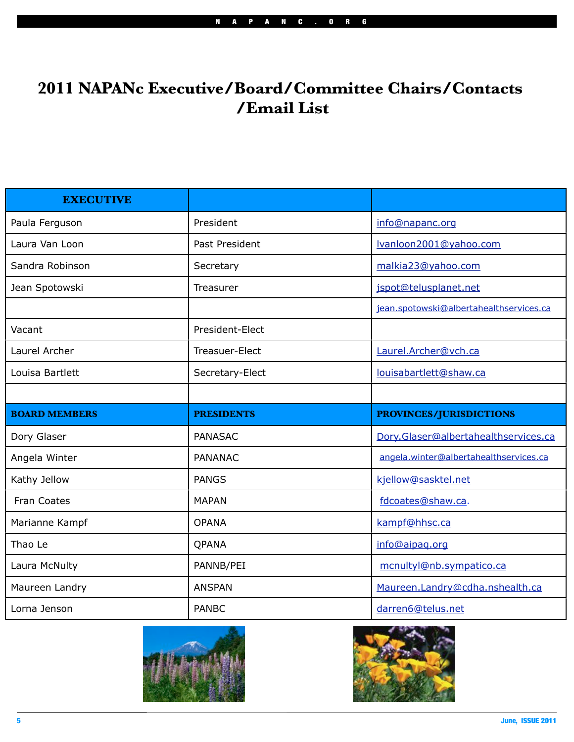# 2011 NAPANc Executive/Board/Committee Chairs/Contacts /Email List

| EXECUTIVE | | |
|---|---|---|
| Paula Ferguson | President | info@napanc.org |
| Laura Van Loon | Past President | lvanloon2001@yahoo.com |
| Sandra Robinson | Secretary | malkia23@yahoo.com |
| Jean Spotowski | Treasurer | jspot@telusplanet.net |
| | | jean.spotowski@albertahealthservices.ca |
| Vacant | President-Elect | |
| Laurel Archer | Treasuer-Elect | Laurel.Archer@vch.ca |
| Louisa Bartlett | Secretary-Elect | louisabartlett@shaw.ca |
| | | |
| **BOARD MEMBERS** | **PRESIDENTS** | **PROVINCES/JURISDICTIONS** |
| Dory Glaser | PANASAC | Dory.Glaser@albertahealthservices.ca |
| Angela Winter | PANANAC | angela.winter@albertahealthservices.ca |
| Kathy Jellow | PANGS | kjellow@sasktel.net |
| Fran Coates | MAPAN | fdcoates@shaw.ca. |
| Marianne Kampf | OPANA | kampf@hhsc.ca |
| Thao Le | QPANA | info@aipaq.org |
| Laura McNulty | PANNB/PEI | mcnultyl@nb.sympatico.ca |
| Maureen Landry | ANSPAN | Maureen.Landry@cdha.nshealth.ca |
| Lorna Jenson | PANBC | darren6@telus.net |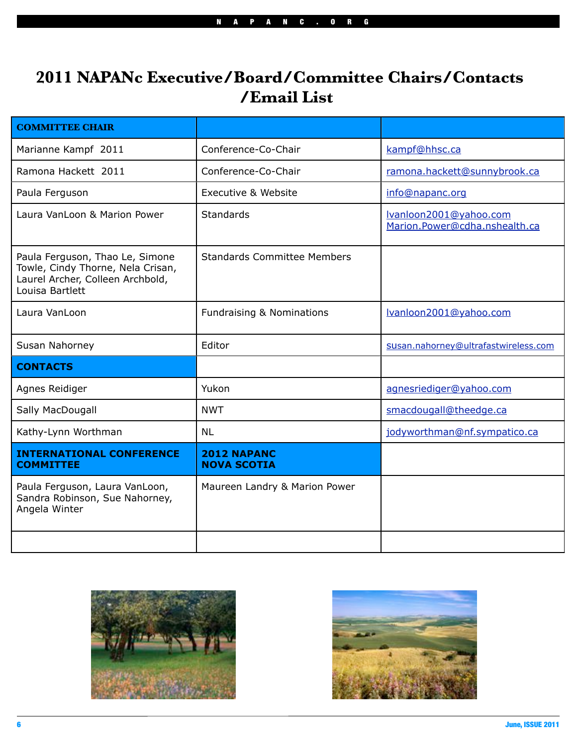# 2011 NAPANc Executive/Board/Committee Chairs/Contacts /Email List

| COMMITTEE CHAIR | | |
|---|---|---|
| Marianne Kampf 2011 | Conference-Co-Chair | kampf@hhsc.ca |
| Ramona Hackett 2011 | Conference-Co-Chair | ramona.hackett@sunnybrook.ca |
| Paula Ferguson | Executive & Website | info@napanc.org |
| Laura VanLoon & Marion Power | Standards | lvanloon2001@yahoo.com Marion.Power@cdha.nshealth.ca |
| Paula Ferguson, Thao Le, Simone Towle, Cindy Thorne, Nela Crisan, Laurel Archer, Colleen Archbold, Louisa Bartlett | Standards Committee Members | |
| Laura VanLoon | Fundraising & Nominations | lvanloon2001@yahoo.com |
| Susan Nahorney | Editor | susan.nahorney@ultrafastwireless.com |
| **CONTACTS** | | |
| Agnes Reidiger | Yukon | agnesriediger@yahoo.com |
| Sally MacDougall | NWT | smacdougall@theedge.ca |
| Kathy-Lynn Worthman | NL | jodyworthman@nf.sympatico.ca |
| **INTERNATIONAL CONFERENCE COMMITTEE** | **2012 NAPANC NOVA SCOTIA** | |
| Paula Ferguson, Laura VanLoon, Sandra Robinson, Sue Nahorney, Angela Winter | Maureen Landry & Marion Power | |
| | | |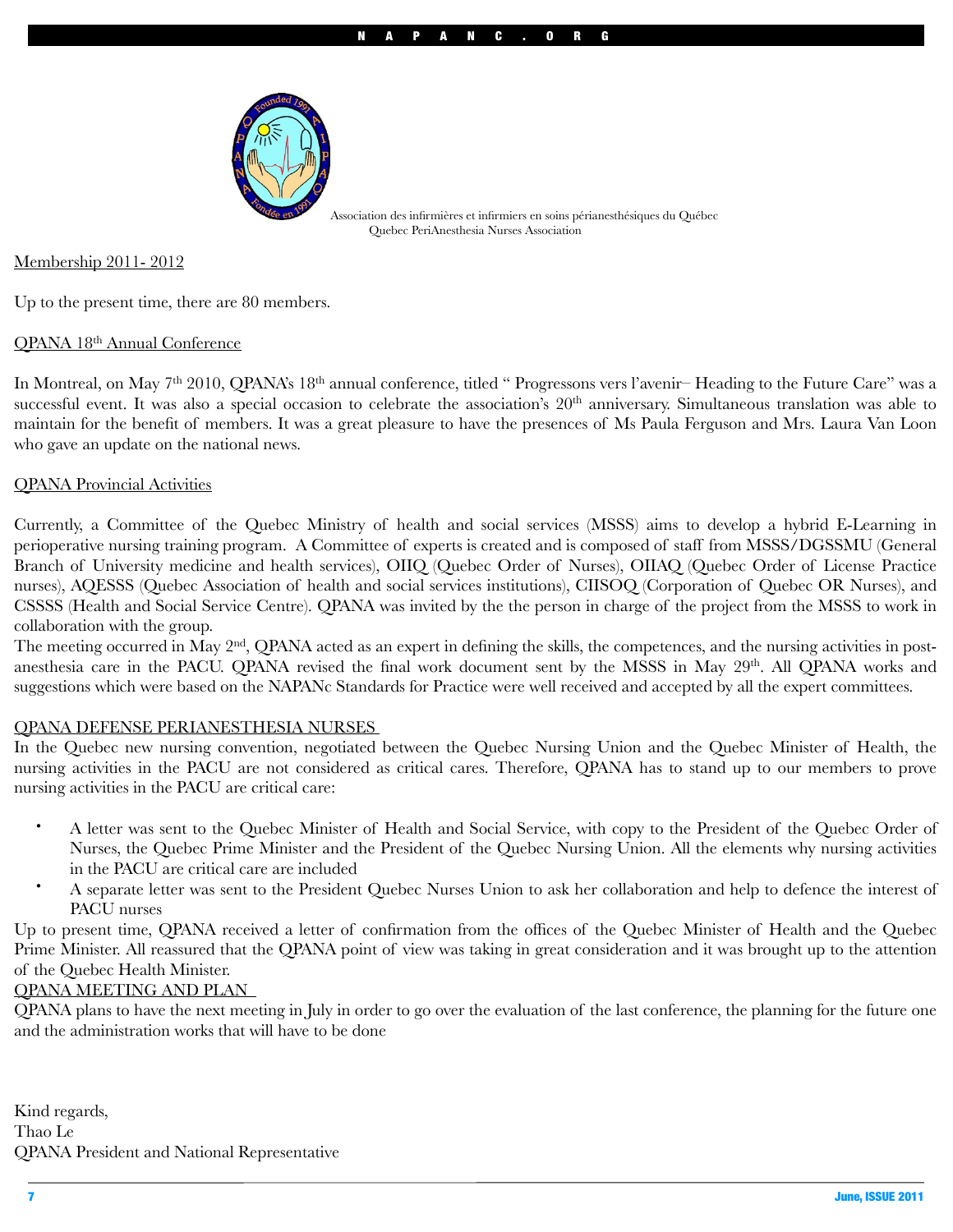Association des infirmières et infirmiers en soins périanesthésiques du Québec
Quebec PeriAnesthesia Nurses Association

## Membership 2011- 2012

Up to the present time, there are 80 members.

## QPANA 18th Annual Conference

In Montreal, on May 7th 2010, QPANA's 18th annual conference, titled " Progressons vers l'avenir– Heading to the Future Care" was a successful event. It was also a special occasion to celebrate the association's 20th anniversary. Simultaneous translation was able to maintain for the benefit of members. It was a great pleasure to have the presences of Ms Paula Ferguson and Mrs. Laura Van Loon who gave an update on the national news.

## QPANA Provincial Activities

Currently, a Committee of the Quebec Ministry of health and social services (MSSS) aims to develop a hybrid E-Learning in perioperative nursing training program. A Committee of experts is created and is composed of staff from MSSS/DGSSMU (General Branch of University medicine and health services), OIIQ (Quebec Order of Nurses), OIIAQ (Quebec Order of License Practice nurses), AQESSS (Quebec Association of health and social services institutions), CIISOQ (Corporation of Quebec OR Nurses), and CSSSS (Health and Social Service Centre). QPANA was invited by the the person in charge of the project from the MSSS to work in collaboration with the group.

The meeting occurred in May 2nd, QPANA acted as an expert in defining the skills, the competences, and the nursing activities in post-anesthesia care in the PACU. QPANA revised the final work document sent by the MSSS in May 29th. All QPANA works and suggestions which were based on the NAPANc Standards for Practice were well received and accepted by all the expert committees.

## QPANA DEFENSE PERIANESTHESIA NURSES

In the Quebec new nursing convention, negotiated between the Quebec Nursing Union and the Quebec Minister of Health, the nursing activities in the PACU are not considered as critical cares. Therefore, QPANA has to stand up to our members to prove nursing activities in the PACU are critical care:

- A letter was sent to the Quebec Minister of Health and Social Service, with copy to the President of the Quebec Order of Nurses, the Quebec Prime Minister and the President of the Quebec Nursing Union. All the elements why nursing activities in the PACU are critical care are included
- A separate letter was sent to the President Quebec Nurses Union to ask her collaboration and help to defence the interest of PACU nurses

Up to present time, QPANA received a letter of confirmation from the offices of the Quebec Minister of Health and the Quebec Prime Minister. All reassured that the QPANA point of view was taking in great consideration and it was brought up to the attention of the Quebec Health Minister.

## QPANA MEETING AND PLAN

QPANA plans to have the next meeting in July in order to go over the evaluation of the last conference, the planning for the future one and the administration works that will have to be done

Kind regards,
Thao Le
QPANA President and National Representative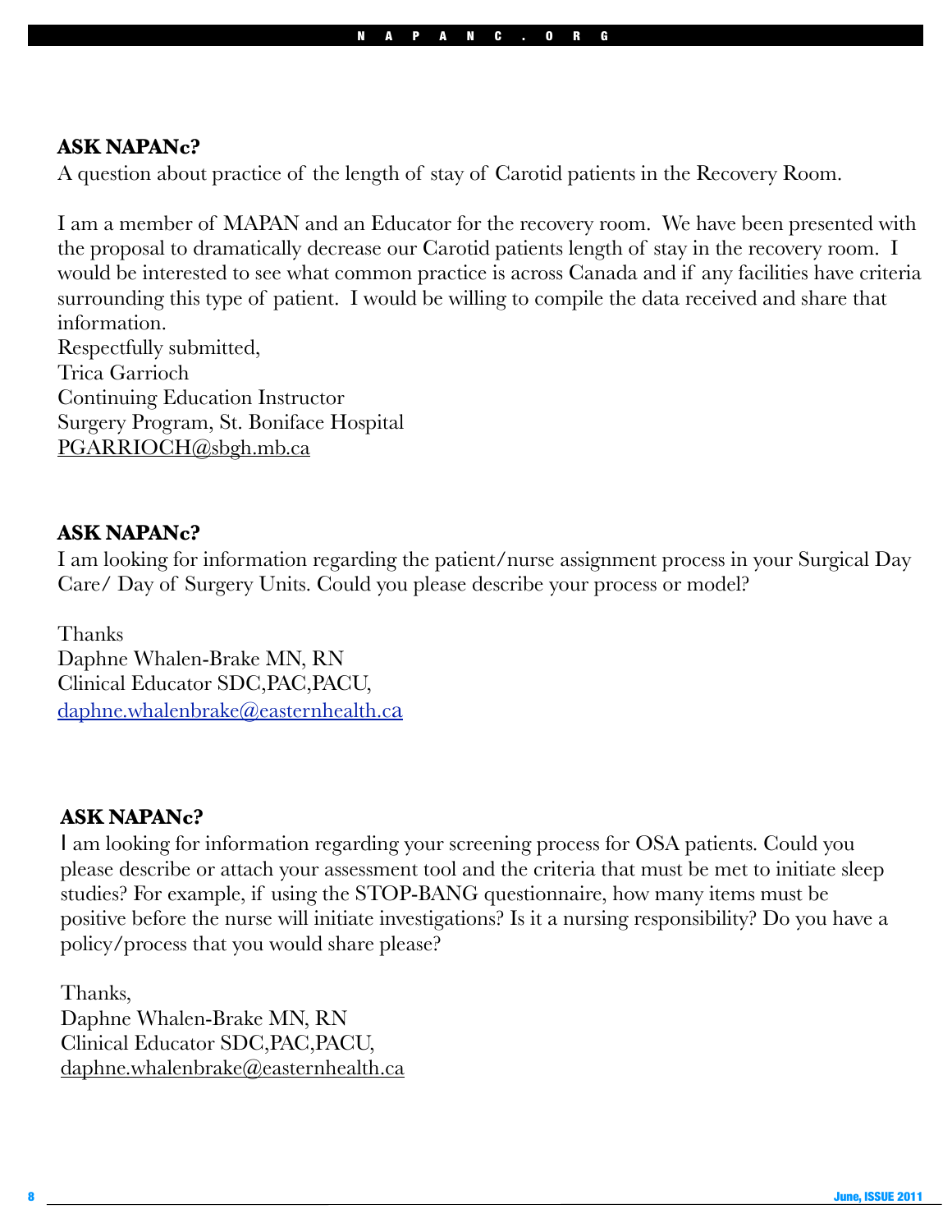**ASK NAPANc?**

A question about practice of the length of stay of Carotid patients in the Recovery Room.

I am a member of MAPAN and an Educator for the recovery room. We have been presented with the proposal to dramatically decrease our Carotid patients length of stay in the recovery room. I would be interested to see what common practice is across Canada and if any facilities have criteria surrounding this type of patient. I would be willing to compile the data received and share that information.

Respectfully submitted,
Trica Garrioch
Continuing Education Instructor
Surgery Program, St. Boniface Hospital
PGARRIOCH@sbgh.mb.ca

**ASK NAPANc?**

I am looking for information regarding the patient/nurse assignment process in your Surgical Day Care/ Day of Surgery Units. Could you please describe your process or model?

Thanks
Daphne Whalen-Brake MN, RN
Clinical Educator SDC,PAC,PACU,
daphne.whalenbrake@easternhealth.ca

**ASK NAPANc?**

I am looking for information regarding your screening process for OSA patients. Could you please describe or attach your assessment tool and the criteria that must be met to initiate sleep studies? For example, if using the STOP-BANG questionnaire, how many items must be positive before the nurse will initiate investigations? Is it a nursing responsibility? Do you have a policy/process that you would share please?

Thanks,
Daphne Whalen-Brake MN, RN
Clinical Educator SDC,PAC,PACU,
daphne.whalenbrake@easternhealth.ca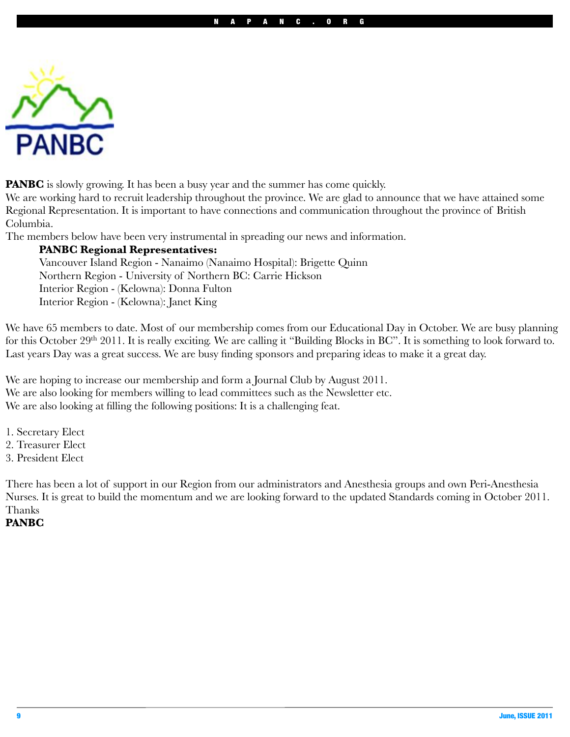**PANBC** is slowly growing. It has been a busy year and the summer has come quickly.
We are working hard to recruit leadership throughout the province. We are glad to announce that we have attained some Regional Representation. It is important to have connections and communication throughout the province of British Columbia.
The members below have been very instrumental in spreading our news and information.

**PANBC Regional Representatives:**

Vancouver Island Region - Nanaimo (Nanaimo Hospital): Brigette Quinn
Northern Region - University of Northern BC: Carrie Hickson
Interior Region - (Kelowna): Donna Fulton
Interior Region - (Kelowna): Janet King

We have 65 members to date. Most of our membership comes from our Educational Day in October. We are busy planning for this October 29th 2011. It is really exciting. We are calling it "Building Blocks in BC". It is something to look forward to. Last years Day was a great success. We are busy finding sponsors and preparing ideas to make it a great day.

We are hoping to increase our membership and form a Journal Club by August 2011.
We are also looking for members willing to lead committees such as the Newsletter etc.
We are also looking at filling the following positions: It is a challenging feat.

1. Secretary Elect
2. Treasurer Elect
3. President Elect

There has been a lot of support in our Region from our administrators and Anesthesia groups and own Peri-Anesthesia Nurses. It is great to build the momentum and we are looking forward to the updated Standards coming in October 2011.
Thanks
**PANBC**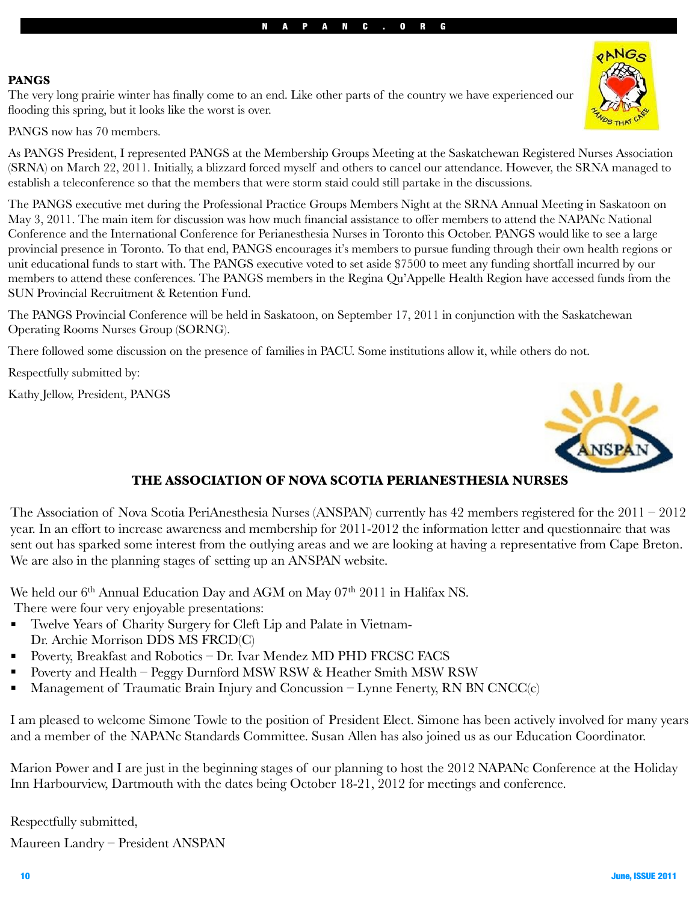**PANGS**

The very long prairie winter has finally come to an end. Like other parts of the country we have experienced our flooding this spring, but it looks like the worst is over.

PANGS now has 70 members.

As PANGS President, I represented PANGS at the Membership Groups Meeting at the Saskatchewan Registered Nurses Association (SRNA) on March 22, 2011. Initially, a blizzard forced myself and others to cancel our attendance. However, the SRNA managed to establish a teleconference so that the members that were storm staid could still partake in the discussions.

The PANGS executive met during the Professional Practice Groups Members Night at the SRNA Annual Meeting in Saskatoon on May 3, 2011. The main item for discussion was how much financial assistance to offer members to attend the NAPANc National Conference and the International Conference for Perianesthesia Nurses in Toronto this October. PANGS would like to see a large provincial presence in Toronto. To that end, PANGS encourages it's members to pursue funding through their own health regions or unit educational funds to start with. The PANGS executive voted to set aside $7500 to meet any funding shortfall incurred by our members to attend these conferences. The PANGS members in the Regina Qu'Appelle Health Region have accessed funds from the SUN Provincial Recruitment & Retention Fund.

The PANGS Provincial Conference will be held in Saskatoon, on September 17, 2011 in conjunction with the Saskatchewan Operating Rooms Nurses Group (SORNG).

There followed some discussion on the presence of families in PACU. Some institutions allow it, while others do not.

Respectfully submitted by:

Kathy Jellow, President, PANGS

## THE ASSOCIATION OF NOVA SCOTIA PERIANESTHESIA NURSES

The Association of Nova Scotia PeriAnesthesia Nurses (ANSPAN) currently has 42 members registered for the 2011 – 2012 year. In an effort to increase awareness and membership for 2011-2012 the information letter and questionnaire that was sent out has sparked some interest from the outlying areas and we are looking at having a representative from Cape Breton. We are also in the planning stages of setting up an ANSPAN website.

We held our 6th Annual Education Day and AGM on May 07th 2011 in Halifax NS.
There were four very enjoyable presentations:

- Twelve Years of Charity Surgery for Cleft Lip and Palate in Vietnam- Dr. Archie Morrison DDS MS FRCD(C)
- Poverty, Breakfast and Robotics – Dr. Ivar Mendez MD PHD FRCSC FACS
- Poverty and Health – Peggy Durnford MSW RSW & Heather Smith MSW RSW
- Management of Traumatic Brain Injury and Concussion – Lynne Fenerty, RN BN CNCC(c)

I am pleased to welcome Simone Towle to the position of President Elect. Simone has been actively involved for many years and a member of the NAPANc Standards Committee. Susan Allen has also joined us as our Education Coordinator.

Marion Power and I are just in the beginning stages of our planning to host the 2012 NAPANc Conference at the Holiday Inn Harbourview, Dartmouth with the dates being October 18-21, 2012 for meetings and conference.

Respectfully submitted,

Maureen Landry – President ANSPAN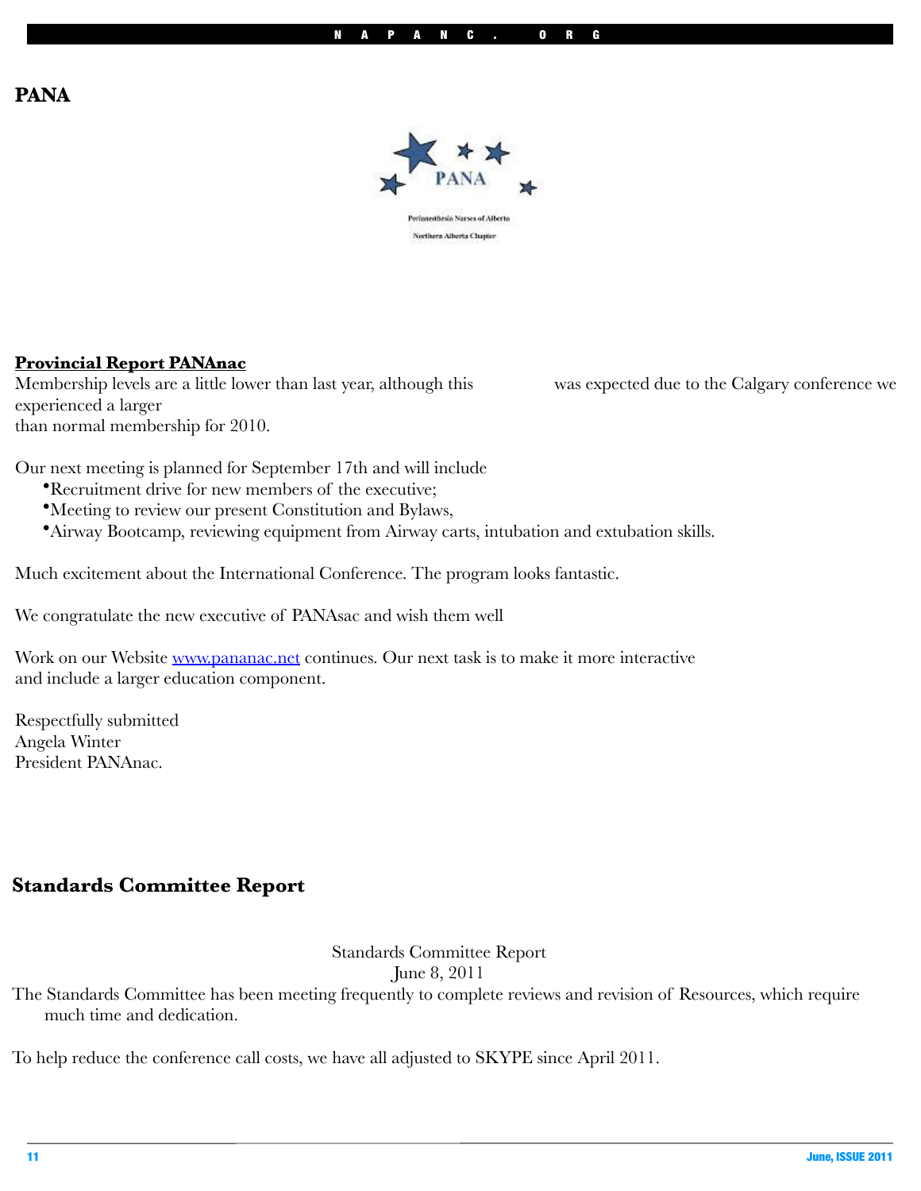# PANA

PANA

Perianesthesia Nurses of Alberta

Northern Alberta Chapter

**Provincial Report PANAnac**

Membership levels are a little lower than last year, although this was expected due to the Calgary conference we experienced a larger than normal membership for 2010.

Our next meeting is planned for September 17th and will include

- Recruitment drive for new members of the executive;
- Meeting to review our present Constitution and Bylaws,
- Airway Bootcamp, reviewing equipment from Airway carts, intubation and extubation skills.

Much excitement about the International Conference. The program looks fantastic.

We congratulate the new executive of PANAsac and wish them well

Work on our Website www.pananac.net continues. Our next task is to make it more interactive and include a larger education component.

Respectfully submitted
Angela Winter
President PANAnac.

# Standards Committee Report

Standards Committee Report
June 8, 2011

The Standards Committee has been meeting frequently to complete reviews and revision of Resources, which require much time and dedication.

To help reduce the conference call costs, we have all adjusted to SKYPE since April 2011.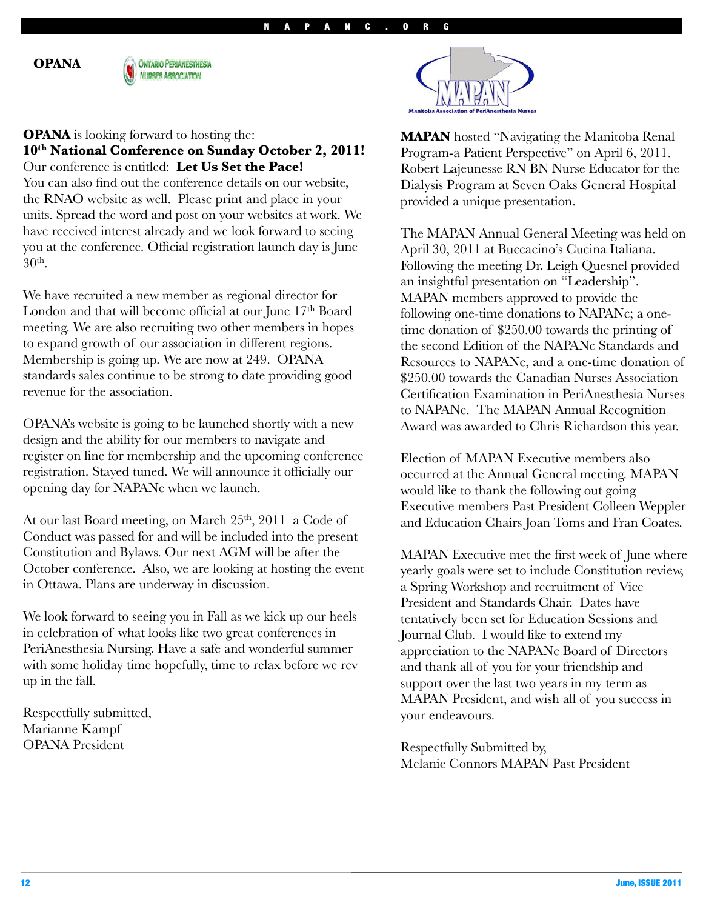## OPANA

**OPANA** is looking forward to hosting the:
**10th National Conference on Sunday October 2, 2011!**
Our conference is entitled: **Let Us Set the Pace!**
You can also find out the conference details on our website, the RNAO website as well. Please print and place in your units. Spread the word and post on your websites at work. We have received interest already and we look forward to seeing you at the conference. Official registration launch day is June 30th.

We have recruited a new member as regional director for London and that will become official at our June 17th Board meeting. We are also recruiting two other members in hopes to expand growth of our association in different regions. Membership is going up. We are now at 249. OPANA standards sales continue to be strong to date providing good revenue for the association.

OPANA's website is going to be launched shortly with a new design and the ability for our members to navigate and register on line for membership and the upcoming conference registration. Stayed tuned. We will announce it officially our opening day for NAPANc when we launch.

At our last Board meeting, on March 25th, 2011 a Code of Conduct was passed for and will be included into the present Constitution and Bylaws. Our next AGM will be after the October conference. Also, we are looking at hosting the event in Ottawa. Plans are underway in discussion.

We look forward to seeing you in Fall as we kick up our heels in celebration of what looks like two great conferences in PeriAnesthesia Nursing. Have a safe and wonderful summer with some holiday time hopefully, time to relax before we rev up in the fall.

Respectfully submitted,
Marianne Kampf
OPANA President

## MAPAN

**MAPAN** hosted "Navigating the Manitoba Renal Program-a Patient Perspective" on April 6, 2011. Robert Lajeunesse RN BN Nurse Educator for the Dialysis Program at Seven Oaks General Hospital provided a unique presentation.

The MAPAN Annual General Meeting was held on April 30, 2011 at Buccacino's Cucina Italiana. Following the meeting Dr. Leigh Quesnel provided an insightful presentation on "Leadership". MAPAN members approved to provide the following one-time donations to NAPANc; a one-time donation of $250.00 towards the printing of the second Edition of the NAPANc Standards and Resources to NAPANc, and a one-time donation of $250.00 towards the Canadian Nurses Association Certification Examination in PeriAnesthesia Nurses to NAPANc. The MAPAN Annual Recognition Award was awarded to Chris Richardson this year.

Election of MAPAN Executive members also occurred at the Annual General meeting. MAPAN would like to thank the following out going Executive members Past President Colleen Weppler and Education Chairs Joan Toms and Fran Coates.

MAPAN Executive met the first week of June where yearly goals were set to include Constitution review, a Spring Workshop and recruitment of Vice President and Standards Chair. Dates have tentatively been set for Education Sessions and Journal Club. I would like to extend my appreciation to the NAPANc Board of Directors and thank all of you for your friendship and support over the last two years in my term as MAPAN President, and wish all of you success in your endeavours.

Respectfully Submitted by,
Melanie Connors MAPAN Past President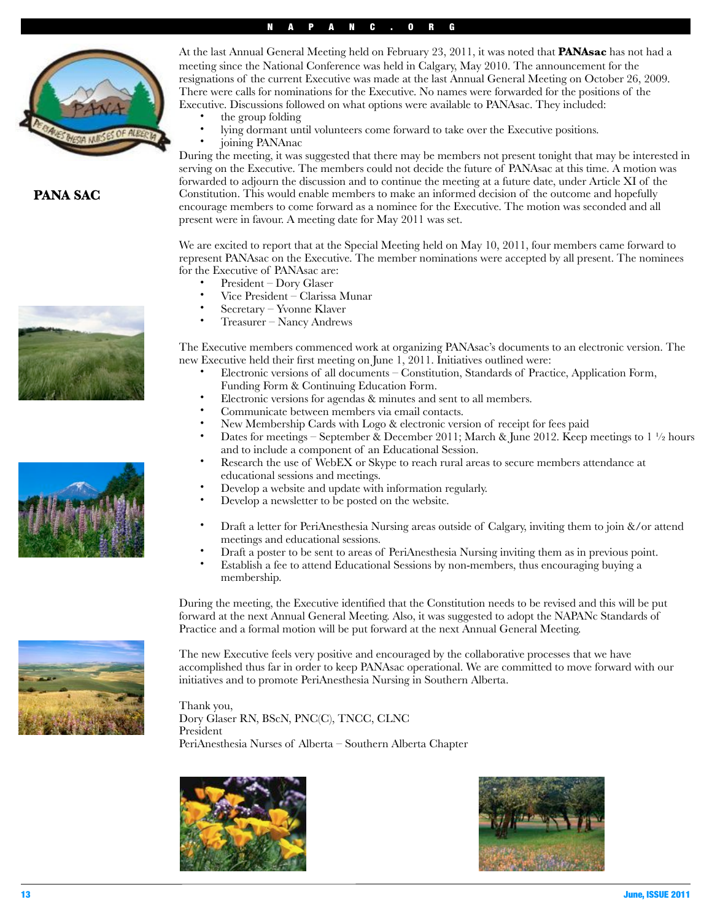## PANA SAC

At the last Annual General Meeting held on February 23, 2011, it was noted that **PANAsac** has not had a meeting since the National Conference was held in Calgary, May 2010. The announcement for the resignations of the current Executive was made at the last Annual General Meeting on October 26, 2009. There were calls for nominations for the Executive. No names were forwarded for the positions of the Executive. Discussions followed on what options were available to PANAsac. They included:

- the group folding
- lying dormant until volunteers come forward to take over the Executive positions.
- joining PANAnac

During the meeting, it was suggested that there may be members not present tonight that may be interested in serving on the Executive. The members could not decide the future of PANAsac at this time. A motion was forwarded to adjourn the discussion and to continue the meeting at a future date, under Article XI of the Constitution. This would enable members to make an informed decision of the outcome and hopefully encourage members to come forward as a nominee for the Executive. The motion was seconded and all present were in favour. A meeting date for May 2011 was set.

We are excited to report that at the Special Meeting held on May 10, 2011, four members came forward to represent PANAsac on the Executive. The member nominations were accepted by all present. The nominees for the Executive of PANAsac are:

- President – Dory Glaser
- Vice President – Clarissa Munar
- Secretary – Yvonne Klaver
- Treasurer – Nancy Andrews

The Executive members commenced work at organizing PANAsac's documents to an electronic version. The new Executive held their first meeting on June 1, 2011. Initiatives outlined were:

- Electronic versions of all documents – Constitution, Standards of Practice, Application Form, Funding Form & Continuing Education Form.
- Electronic versions for agendas & minutes and sent to all members.
- Communicate between members via email contacts.
- New Membership Cards with Logo & electronic version of receipt for fees paid
- Dates for meetings – September & December 2011; March & June 2012. Keep meetings to 1 ½ hours and to include a component of an Educational Session.
- Research the use of WebEX or Skype to reach rural areas to secure members attendance at educational sessions and meetings.
- Develop a website and update with information regularly.
- Develop a newsletter to be posted on the website.
- Draft a letter for PeriAnesthesia Nursing areas outside of Calgary, inviting them to join &/or attend meetings and educational sessions.
- Draft a poster to be sent to areas of PeriAnesthesia Nursing inviting them as in previous point.
- Establish a fee to attend Educational Sessions by non-members, thus encouraging buying a membership.

During the meeting, the Executive identified that the Constitution needs to be revised and this will be put forward at the next Annual General Meeting. Also, it was suggested to adopt the NAPANc Standards of Practice and a formal motion will be put forward at the next Annual General Meeting.

The new Executive feels very positive and encouraged by the collaborative processes that we have accomplished thus far in order to keep PANAsac operational. We are committed to move forward with our initiatives and to promote PeriAnesthesia Nursing in Southern Alberta.

Thank you,
Dory Glaser RN, BScN, PNC(C), TNCC, CLNC
President
PeriAnesthesia Nurses of Alberta – Southern Alberta Chapter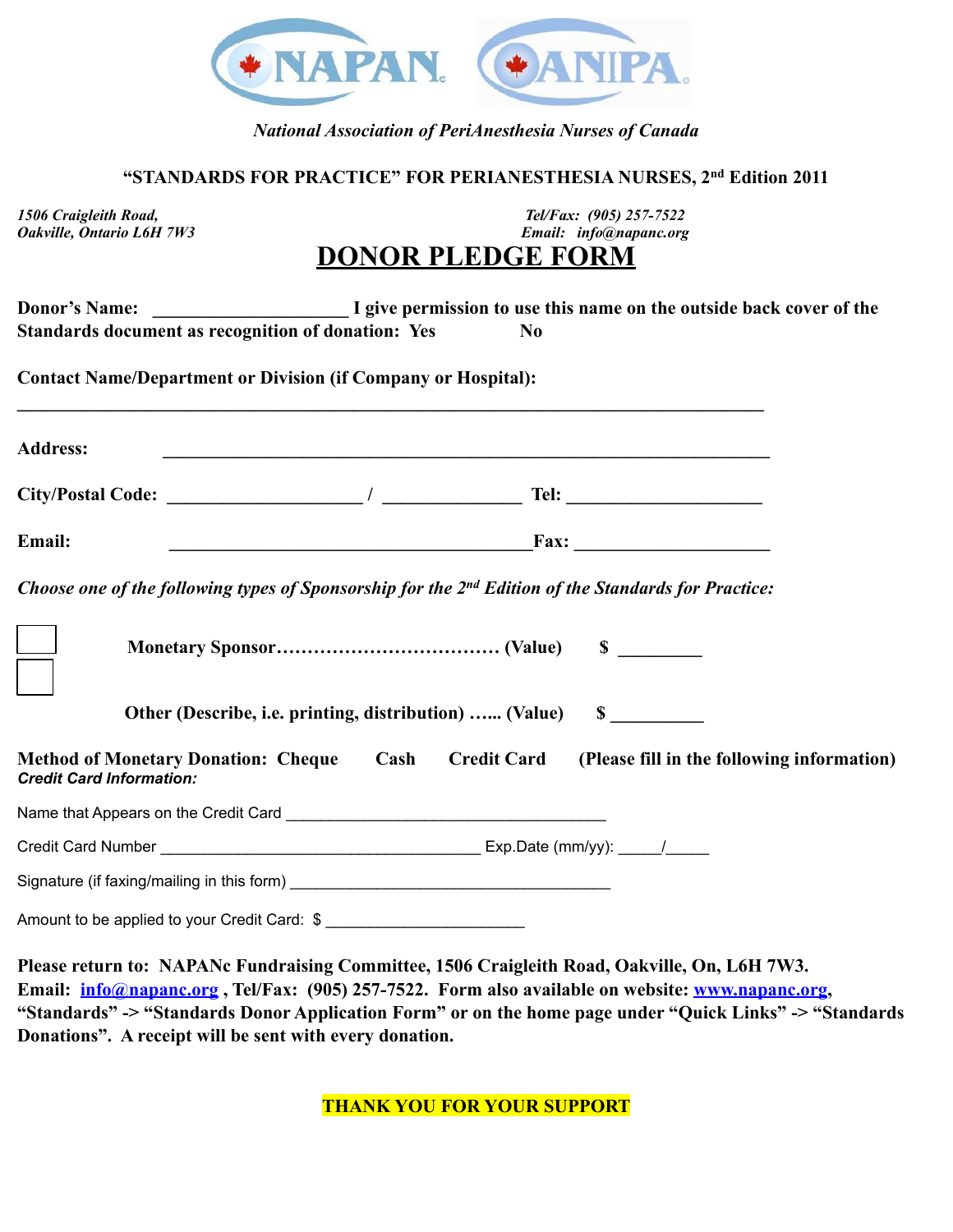*National Association of PeriAnesthesia Nurses of Canada*

**“STANDARDS FOR PRACTICE” FOR PERIANESTHESIA NURSES, 2nd Edition 2011**

*1506 Craigleith Road,*
*Oakville, Ontario L6H 7W3*

*Tel/Fax: (905) 257-7522*
*Email: info@napanc.org*

# DONOR PLEDGE FORM

**Donor’s Name: ____________________ I give permission to use this name on the outside back cover of the Standards document as recognition of donation: Yes No**

**Contact Name/Department or Division (if Company or Hospital):**

______________________________________________________________________________

**Address:** ______________________________________________________________

**City/Postal Code:** ____________________ / ______________ **Tel:** ____________________

**Email:** ______________________________________**Fax:** ____________________

***Choose one of the following types of Sponsorship for the 2nd Edition of the Standards for Practice:***

☐ **Monetary Sponsor……………………………… (Value) $ _________**

☐ **Other (Describe, i.e. printing, distribution) …... (Value) $ __________**

**Method of Monetary Donation: Cheque Cash Credit Card (Please fill in the following information)**
***Credit Card Information:***

Name that Appears on the Credit Card ____________________________________

Credit Card Number ____________________________________ Exp.Date (mm/yy): _____/_____

Signature (if faxing/mailing in this form) ____________________________________

Amount to be applied to your Credit Card: $ ______________________

**Please return to: NAPANc Fundraising Committee, 1506 Craigleith Road, Oakville, On, L6H 7W3. Email: info@napanc.org , Tel/Fax: (905) 257-7522. Form also available on website: www.napanc.org, “Standards” -> “Standards Donor Application Form” or on the home page under “Quick Links” -> “Standards Donations”. A receipt will be sent with every donation.**

**THANK YOU FOR YOUR SUPPORT**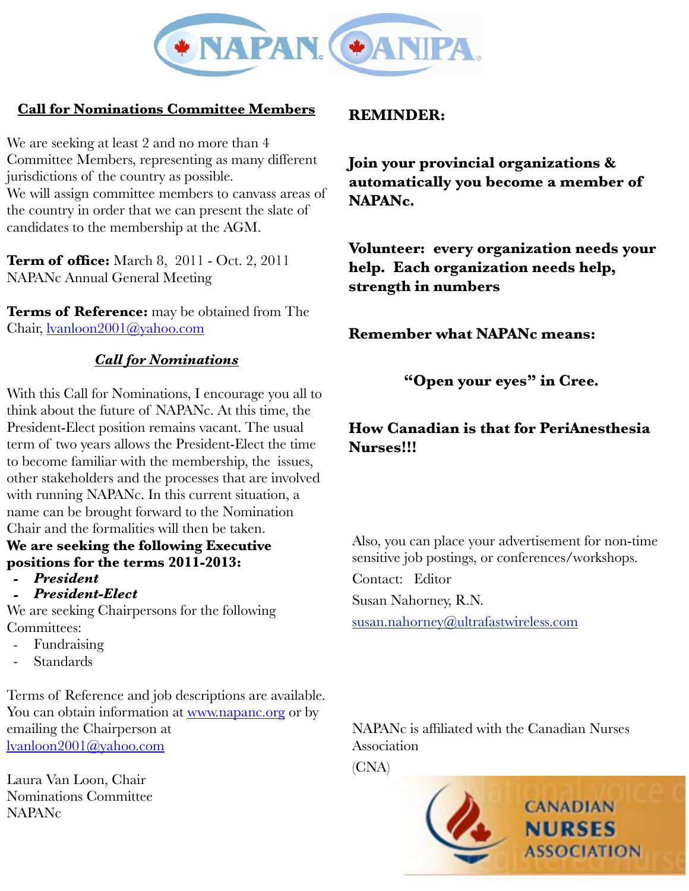NAPANc ANIPA

## Call for Nominations Committee Members

We are seeking at least 2 and no more than 4 Committee Members, representing as many different jurisdictions of the country as possible.
We will assign committee members to canvass areas of the country in order that we can present the slate of candidates to the membership at the AGM.

**Term of office:** March 8, 2011 - Oct. 2, 2011 NAPANc Annual General Meeting

**Terms of Reference:** may be obtained from The Chair, lvanloon2001@yahoo.com

## *Call for Nominations*

With this Call for Nominations, I encourage you all to think about the future of NAPANc. At this time, the President-Elect position remains vacant. The usual term of two years allows the President-Elect the time to become familiar with the membership, the issues, other stakeholders and the processes that are involved with running NAPANc. In this current situation, a name can be brought forward to the Nomination Chair and the formalities will then be taken.

**We are seeking the following Executive positions for the terms 2011-2013:**

- ***President***
- ***President-Elect***

We are seeking Chairpersons for the following Committees:

- Fundraising
- Standards

Terms of Reference and job descriptions are available. You can obtain information at www.napanc.org or by emailing the Chairperson at lvanloon2001@yahoo.com

Laura Van Loon, Chair
Nominations Committee
NAPANc

**REMINDER:**

**Join your provincial organizations & automatically you become a member of NAPANc.**

**Volunteer: every organization needs your help. Each organization needs help, strength in numbers**

**Remember what NAPANc means:**

**"Open your eyes" in Cree.**

**How Canadian is that for PeriAnesthesia Nurses!!!**

Also, you can place your advertisement for non-time sensitive job postings, or conferences/workshops.

Contact: Editor

Susan Nahorney, R.N.

susan.nahorney@ultrafastwireless.com

NAPANc is affiliated with the Canadian Nurses Association (CNA)

CANADIAN NURSES ASSOCIATION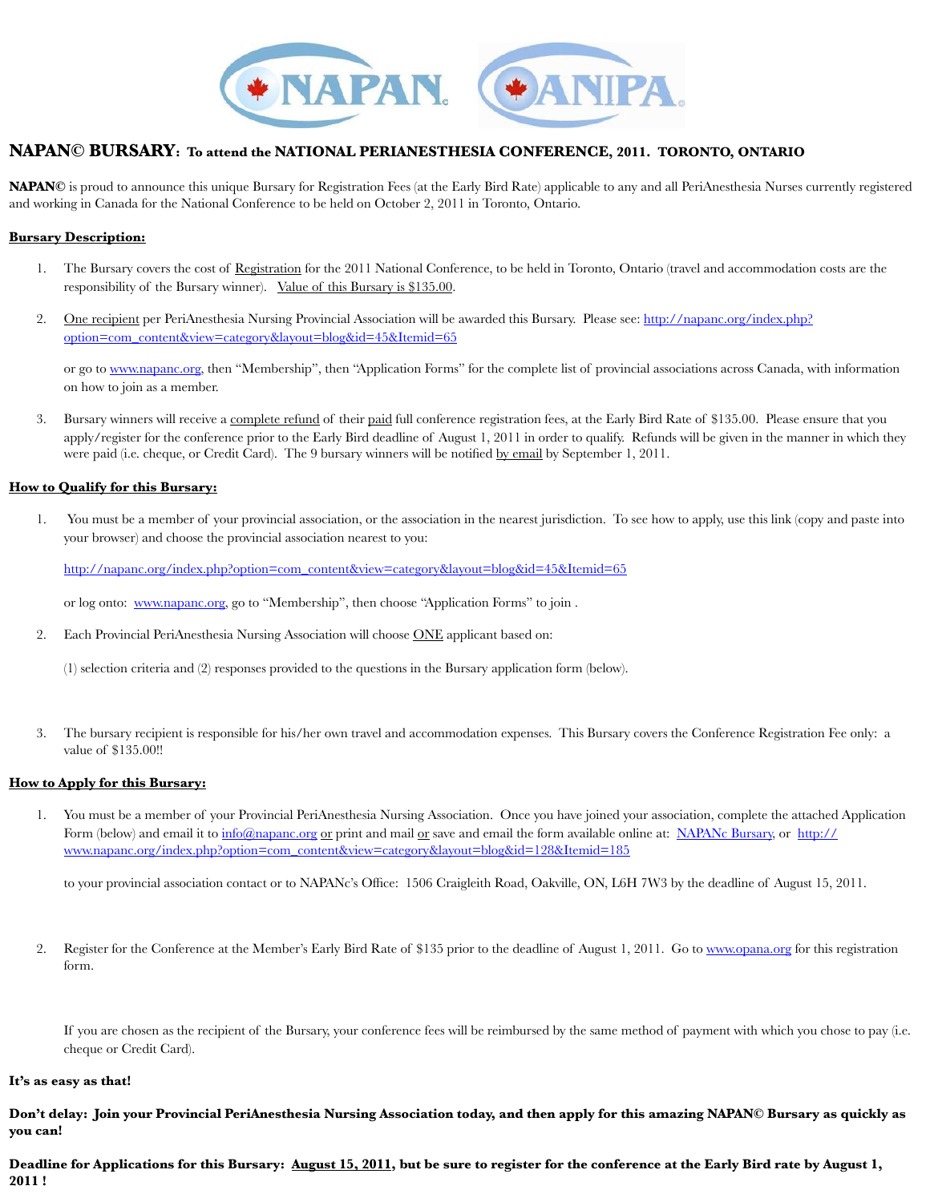## NAPAN© BURSARY: To attend the NATIONAL PERIANESTHESIA CONFERENCE, 2011. TORONTO, ONTARIO

**NAPAN©** is proud to announce this unique Bursary for Registration Fees (at the Early Bird Rate) applicable to any and all PeriAnesthesia Nurses currently registered and working in Canada for the National Conference to be held on October 2, 2011 in Toronto, Ontario.

### Bursary Description:

1. The Bursary covers the cost of Registration for the 2011 National Conference, to be held in Toronto, Ontario (travel and accommodation costs are the responsibility of the Bursary winner). Value of this Bursary is $135.00.
2. One recipient per PeriAnesthesia Nursing Provincial Association will be awarded this Bursary. Please see: http://napanc.org/index.php?option=com_content&view=category&layout=blog&id=45&Itemid=65

   or go to www.napanc.org, then "Membership", then "Application Forms" for the complete list of provincial associations across Canada, with information on how to join as a member.
3. Bursary winners will receive a complete refund of their paid full conference registration fees, at the Early Bird Rate of $135.00. Please ensure that you apply/register for the conference prior to the Early Bird deadline of August 1, 2011 in order to qualify. Refunds will be given in the manner in which they were paid (i.e. cheque, or Credit Card). The 9 bursary winners will be notified by email by September 1, 2011.

### How to Qualify for this Bursary:

1. You must be a member of your provincial association, or the association in the nearest jurisdiction. To see how to apply, use this link (copy and paste into your browser) and choose the provincial association nearest to you:

   http://napanc.org/index.php?option=com_content&view=category&layout=blog&id=45&Itemid=65

   or log onto: www.napanc.org, go to "Membership", then choose "Application Forms" to join .
2. Each Provincial PeriAnesthesia Nursing Association will choose ONE applicant based on:

   (1) selection criteria and (2) responses provided to the questions in the Bursary application form (below).
3. The bursary recipient is responsible for his/her own travel and accommodation expenses. This Bursary covers the Conference Registration Fee only: a value of $135.00!!

### How to Apply for this Bursary:

1. You must be a member of your Provincial PeriAnesthesia Nursing Association. Once you have joined your association, complete the attached Application Form (below) and email it to info@napanc.org or print and mail or save and email the form available online at: NAPANc Bursary, or http://www.napanc.org/index.php?option=com_content&view=category&layout=blog&id=128&Itemid=185

   to your provincial association contact or to NAPANc's Office: 1506 Craigleith Road, Oakville, ON, L6H 7W3 by the deadline of August 15, 2011.
2. Register for the Conference at the Member's Early Bird Rate of $135 prior to the deadline of August 1, 2011. Go to www.opana.org for this registration form.

   If you are chosen as the recipient of the Bursary, your conference fees will be reimbursed by the same method of payment with which you chose to pay (i.e. cheque or Credit Card).

**It's as easy as that!**

**Don't delay: Join your Provincial PeriAnesthesia Nursing Association today, and then apply for this amazing NAPAN© Bursary as quickly as you can!**

**Deadline for Applications for this Bursary: August 15, 2011, but be sure to register for the conference at the Early Bird rate by August 1, 2011 !**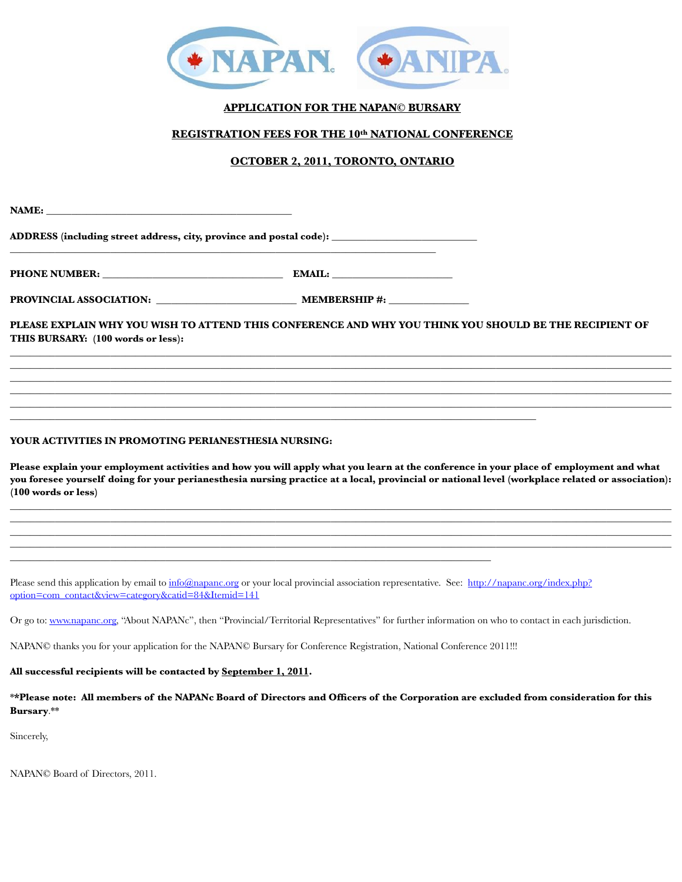**APPLICATION FOR THE NAPAN© BURSARY**

**REGISTRATION FEES FOR THE 10th NATIONAL CONFERENCE**

**OCTOBER 2, 2011, TORONTO, ONTARIO**

**NAME:** _______________________________________________

**ADDRESS (including street address, city, province and postal code):** ____________________________
_________________________________________________________________________________

**PHONE NUMBER:** ___________________________________ **EMAIL:** _______________________

**PROVINCIAL ASSOCIATION:** ___________________________ **MEMBERSHIP #:** _______________

**PLEASE EXPLAIN WHY YOU WISH TO ATTEND THIS CONFERENCE AND WHY YOU THINK YOU SHOULD BE THE RECIPIENT OF THIS BURSARY: (100 words or less):**

_____________________________________________________________________________________________________
_____________________________________________________________________________________________________
_____________________________________________________________________________________________________
_____________________________________________________________________________________________________
_____________________________________________________________________________________________________
_____________________________________________________________________________________

**YOUR ACTIVITIES IN PROMOTING PERIANESTHESIA NURSING:**

**Please explain your employment activities and how you will apply what you learn at the conference in your place of employment and what you foresee yourself doing for your perianesthesia nursing practice at a local, provincial or national level (workplace related or association): (100 words or less)**

_____________________________________________________________________________________________________
_____________________________________________________________________________________________________
_____________________________________________________________________________________________________
_____________________________________________________________________________________________________
_____________________________________________________________________________

Please send this application by email to info@napanc.org or your local provincial association representative. See: http://napanc.org/index.php?option=com_contact&view=category&catid=84&Itemid=141

Or go to: www.napanc.org, "About NAPANc", then "Provincial/Territorial Representatives" for further information on who to contact in each jurisdiction.

NAPAN© thanks you for your application for the NAPAN© Bursary for Conference Registration, National Conference 2011!!!

**All successful recipients will be contacted by September 1, 2011.**

**\*\*Please note: All members of the NAPANc Board of Directors and Officers of the Corporation are excluded from consideration for this Bursary.\*\***

Sincerely,

NAPAN© Board of Directors, 2011.